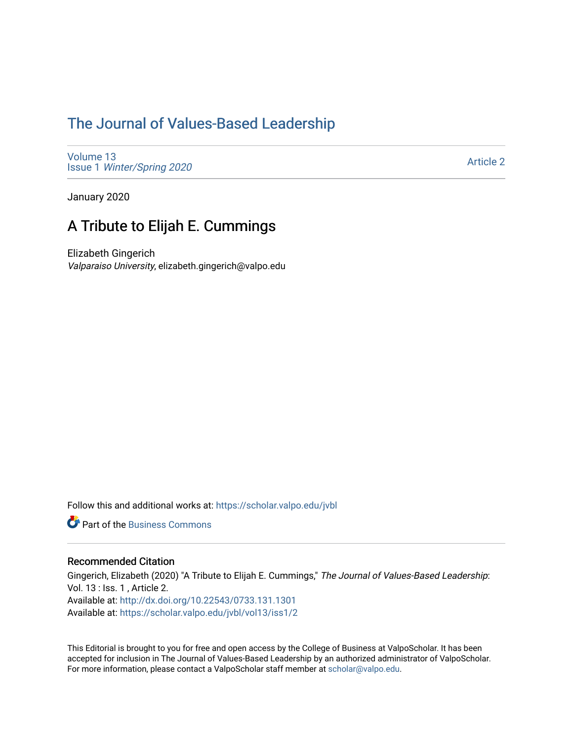# The Journal of Values-Based Leadership

Volume 13
Issue 1 *Winter/Spring 2020*

Article 2

January 2020

## A Tribute to Elijah E. Cummings

Elizabeth Gingerich
*Valparaiso University*, elizabeth.gingerich@valpo.edu

Follow this and additional works at: https://scholar.valpo.edu/jvbl

Part of the Business Commons

### Recommended Citation

Gingerich, Elizabeth (2020) "A Tribute to Elijah E. Cummings," *The Journal of Values-Based Leadership*: Vol. 13 : Iss. 1 , Article 2.
Available at: http://dx.doi.org/10.22543/0733.131.1301
Available at: https://scholar.valpo.edu/jvbl/vol13/iss1/2

This Editorial is brought to you for free and open access by the College of Business at ValpoScholar. It has been accepted for inclusion in The Journal of Values-Based Leadership by an authorized administrator of ValpoScholar. For more information, please contact a ValpoScholar staff member at scholar@valpo.edu.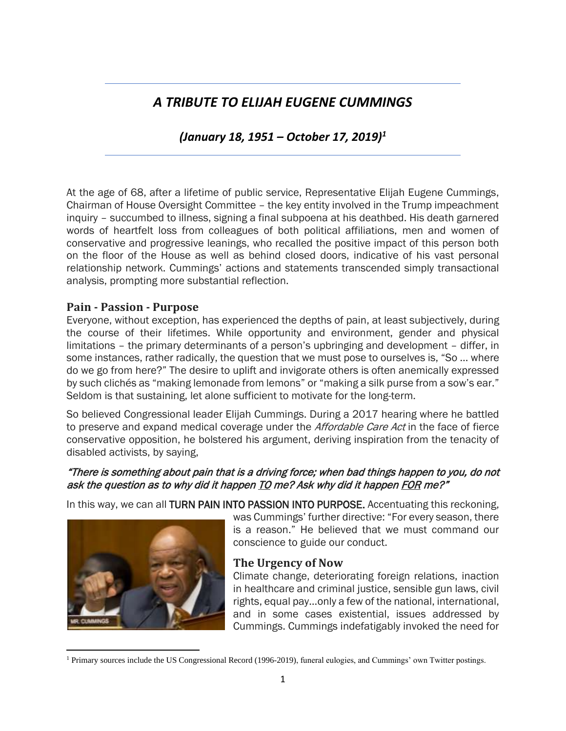# *A TRIBUTE TO ELIJAH EUGENE CUMMINGS*

## *(January 18, 1951 – October 17, 2019)*[1]

At the age of 68, after a lifetime of public service, Representative Elijah Eugene Cummings, Chairman of House Oversight Committee – the key entity involved in the Trump impeachment inquiry – succumbed to illness, signing a final subpoena at his deathbed. His death garnered words of heartfelt loss from colleagues of both political affiliations, men and women of conservative and progressive leanings, who recalled the positive impact of this person both on the floor of the House as well as behind closed doors, indicative of his vast personal relationship network. Cummings' actions and statements transcended simply transactional analysis, prompting more substantial reflection.

### Pain - Passion - Purpose

Everyone, without exception, has experienced the depths of pain, at least subjectively, during the course of their lifetimes. While opportunity and environment, gender and physical limitations – the primary determinants of a person's upbringing and development – differ, in some instances, rather radically, the question that we must pose to ourselves is, "So … where do we go from here?" The desire to uplift and invigorate others is often anemically expressed by such clichés as "making lemonade from lemons" or "making a silk purse from a sow's ear." Seldom is that sustaining, let alone sufficient to motivate for the long-term.

So believed Congressional leader Elijah Cummings. During a 2017 hearing where he battled to preserve and expand medical coverage under the *Affordable Care Act* in the face of fierce conservative opposition, he bolstered his argument, deriving inspiration from the tenacity of disabled activists, by saying,

*"There is something about pain that is a driving force; when bad things happen to you, do not ask the question as to why did it happen TO me? Ask why did it happen FOR me?"*

In this way, we can all TURN PAIN INTO PASSION INTO PURPOSE. Accentuating this reckoning, was Cummings' further directive: "For every season, there is a reason." He believed that we must command our conscience to guide our conduct.

### The Urgency of Now

Climate change, deteriorating foreign relations, inaction in healthcare and criminal justice, sensible gun laws, civil rights, equal pay…only a few of the national, international, and in some cases existential, issues addressed by Cummings. Cummings indefatigably invoked the need for

[1] Primary sources include the US Congressional Record (1996-2019), funeral eulogies, and Cummings' own Twitter postings.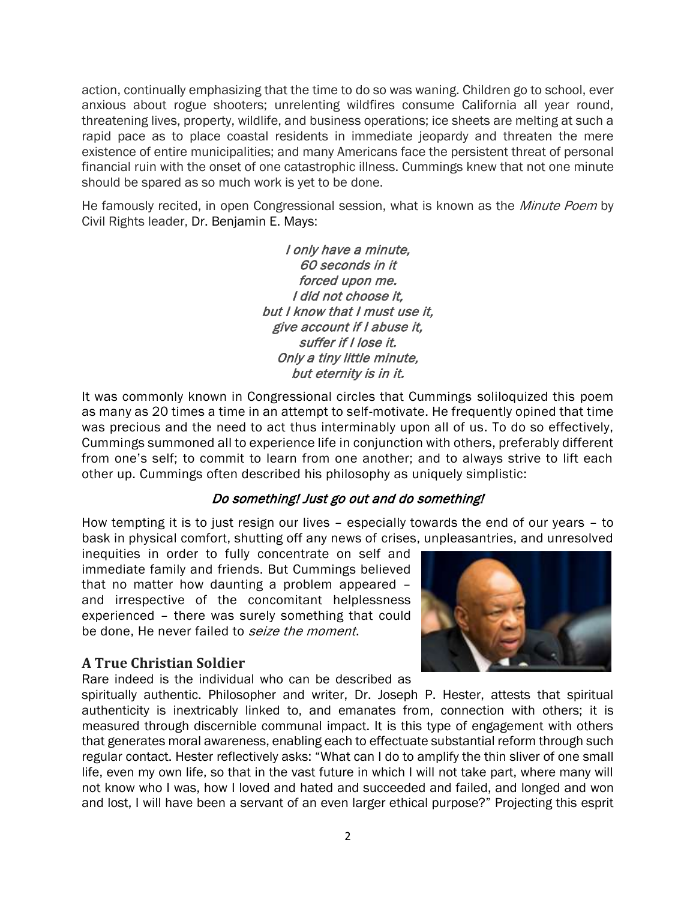action, continually emphasizing that the time to do so was waning. Children go to school, ever anxious about rogue shooters; unrelenting wildfires consume California all year round, threatening lives, property, wildlife, and business operations; ice sheets are melting at such a rapid pace as to place coastal residents in immediate jeopardy and threaten the mere existence of entire municipalities; and many Americans face the persistent threat of personal financial ruin with the onset of one catastrophic illness. Cummings knew that not one minute should be spared as so much work is yet to be done.

He famously recited, in open Congressional session, what is known as the *Minute Poem* by Civil Rights leader, Dr. Benjamin E. Mays:

*I only have a minute,*
*60 seconds in it*
*forced upon me.*
*I did not choose it,*
*but I know that I must use it,*
*give account if I abuse it,*
*suffer if I lose it.*
*Only a tiny little minute,*
*but eternity is in it.*

It was commonly known in Congressional circles that Cummings soliloquized this poem as many as 20 times a time in an attempt to self-motivate. He frequently opined that time was precious and the need to act thus interminably upon all of us. To do so effectively, Cummings summoned all to experience life in conjunction with others, preferably different from one's self; to commit to learn from one another; and to always strive to lift each other up. Cummings often described his philosophy as uniquely simplistic:

*Do something! Just go out and do something!*

How tempting it is to just resign our lives – especially towards the end of our years – to bask in physical comfort, shutting off any news of crises, unpleasantries, and unresolved inequities in order to fully concentrate on self and immediate family and friends. But Cummings believed that no matter how daunting a problem appeared – and irrespective of the concomitant helplessness experienced – there was surely something that could be done, He never failed to *seize the moment*.

## A True Christian Soldier

Rare indeed is the individual who can be described as spiritually authentic. Philosopher and writer, Dr. Joseph P. Hester, attests that spiritual authenticity is inextricably linked to, and emanates from, connection with others; it is measured through discernible communal impact. It is this type of engagement with others that generates moral awareness, enabling each to effectuate substantial reform through such regular contact. Hester reflectively asks: "What can I do to amplify the thin sliver of one small life, even my own life, so that in the vast future in which I will not take part, where many will not know who I was, how I loved and hated and succeeded and failed, and longed and won and lost, I will have been a servant of an even larger ethical purpose?" Projecting this esprit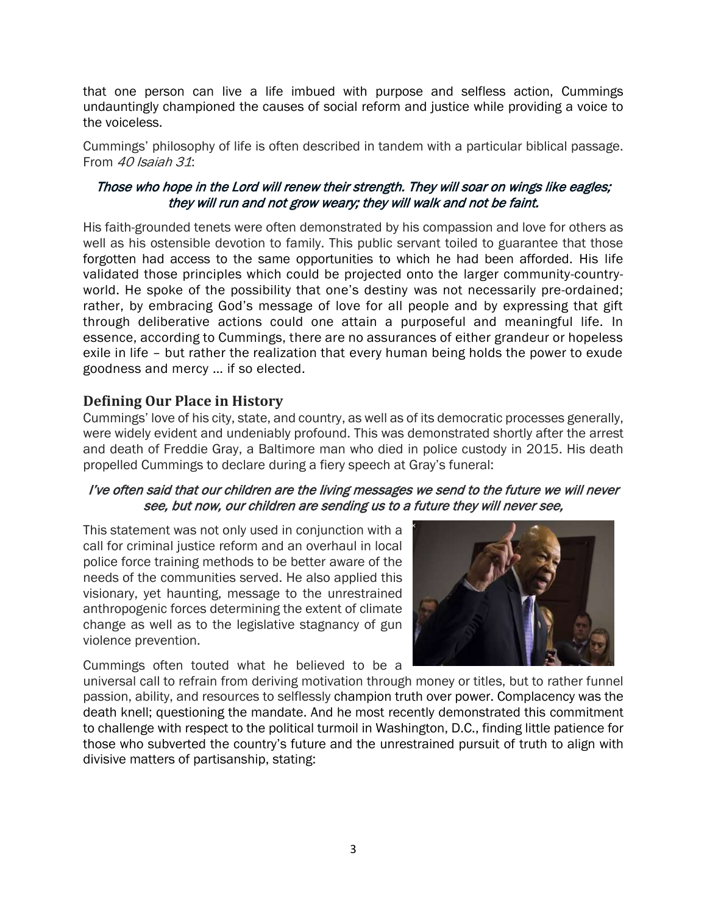that one person can live a life imbued with purpose and selfless action, Cummings undauntingly championed the causes of social reform and justice while providing a voice to the voiceless.

Cummings' philosophy of life is often described in tandem with a particular biblical passage. From *40 Isaiah 31*:

*Those who hope in the Lord will renew their strength. They will soar on wings like eagles; they will run and not grow weary; they will walk and not be faint.*

His faith-grounded tenets were often demonstrated by his compassion and love for others as well as his ostensible devotion to family. This public servant toiled to guarantee that those forgotten had access to the same opportunities to which he had been afforded. His life validated those principles which could be projected onto the larger community-country-world. He spoke of the possibility that one's destiny was not necessarily pre-ordained; rather, by embracing God's message of love for all people and by expressing that gift through deliberative actions could one attain a purposeful and meaningful life. In essence, according to Cummings, there are no assurances of either grandeur or hopeless exile in life – but rather the realization that every human being holds the power to exude goodness and mercy … if so elected.

## Defining Our Place in History

Cummings' love of his city, state, and country, as well as of its democratic processes generally, were widely evident and undeniably profound. This was demonstrated shortly after the arrest and death of Freddie Gray, a Baltimore man who died in police custody in 2015. His death propelled Cummings to declare during a fiery speech at Gray's funeral:

*I've often said that our children are the living messages we send to the future we will never see, but now, our children are sending us to a future they will never see,*

This statement was not only used in conjunction with a call for criminal justice reform and an overhaul in local police force training methods to be better aware of the needs of the communities served. He also applied this visionary, yet haunting, message to the unrestrained anthropogenic forces determining the extent of climate change as well as to the legislative stagnancy of gun violence prevention.

Cummings often touted what he believed to be a universal call to refrain from deriving motivation through money or titles, but to rather funnel passion, ability, and resources to selflessly champion truth over power. Complacency was the death knell; questioning the mandate. And he most recently demonstrated this commitment to challenge with respect to the political turmoil in Washington, D.C., finding little patience for those who subverted the country's future and the unrestrained pursuit of truth to align with divisive matters of partisanship, stating: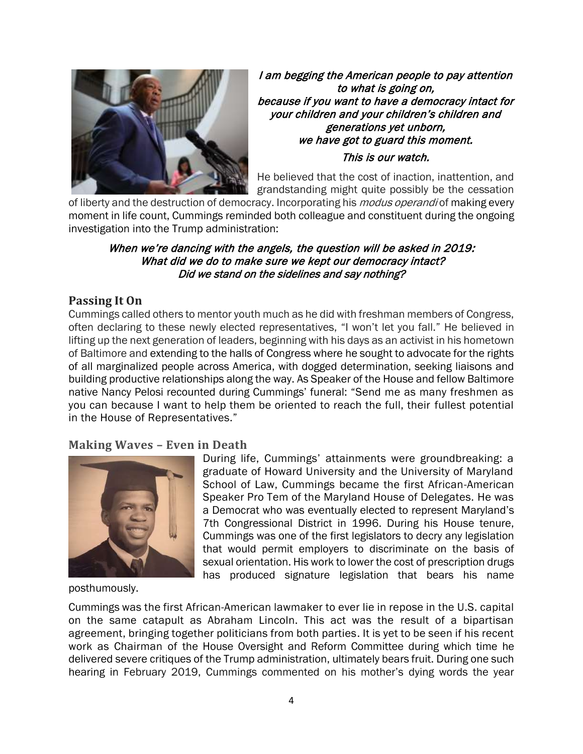*I am begging the American people to pay attention to what is going on,*
*because if you want to have a democracy intact for your children and your children's children and generations yet unborn,*
*we have got to guard this moment.*
*This is our watch.*

He believed that the cost of inaction, inattention, and grandstanding might quite possibly be the cessation of liberty and the destruction of democracy. Incorporating his *modus operandi* of making every moment in life count, Cummings reminded both colleague and constituent during the ongoing investigation into the Trump administration:

*When we're dancing with the angels, the question will be asked in 2019:*
*What did we do to make sure we kept our democracy intact?*
*Did we stand on the sidelines and say nothing?*

## Passing It On

Cummings called others to mentor youth much as he did with freshman members of Congress, often declaring to these newly elected representatives, "I won't let you fall." He believed in lifting up the next generation of leaders, beginning with his days as an activist in his hometown of Baltimore and extending to the halls of Congress where he sought to advocate for the rights of all marginalized people across America, with dogged determination, seeking liaisons and building productive relationships along the way. As Speaker of the House and fellow Baltimore native Nancy Pelosi recounted during Cummings' funeral: "Send me as many freshmen as you can because I want to help them be oriented to reach the full, their fullest potential in the House of Representatives."

## Making Waves – Even in Death

During life, Cummings' attainments were groundbreaking: a graduate of Howard University and the University of Maryland School of Law, Cummings became the first African-American Speaker Pro Tem of the Maryland House of Delegates. He was a Democrat who was eventually elected to represent Maryland's 7th Congressional District in 1996. During his House tenure, Cummings was one of the first legislators to decry any legislation that would permit employers to discriminate on the basis of sexual orientation. His work to lower the cost of prescription drugs has produced signature legislation that bears his name posthumously.

Cummings was the first African-American lawmaker to ever lie in repose in the U.S. capital on the same catapult as Abraham Lincoln. This act was the result of a bipartisan agreement, bringing together politicians from both parties. It is yet to be seen if his recent work as Chairman of the House Oversight and Reform Committee during which time he delivered severe critiques of the Trump administration, ultimately bears fruit. During one such hearing in February 2019, Cummings commented on his mother's dying words the year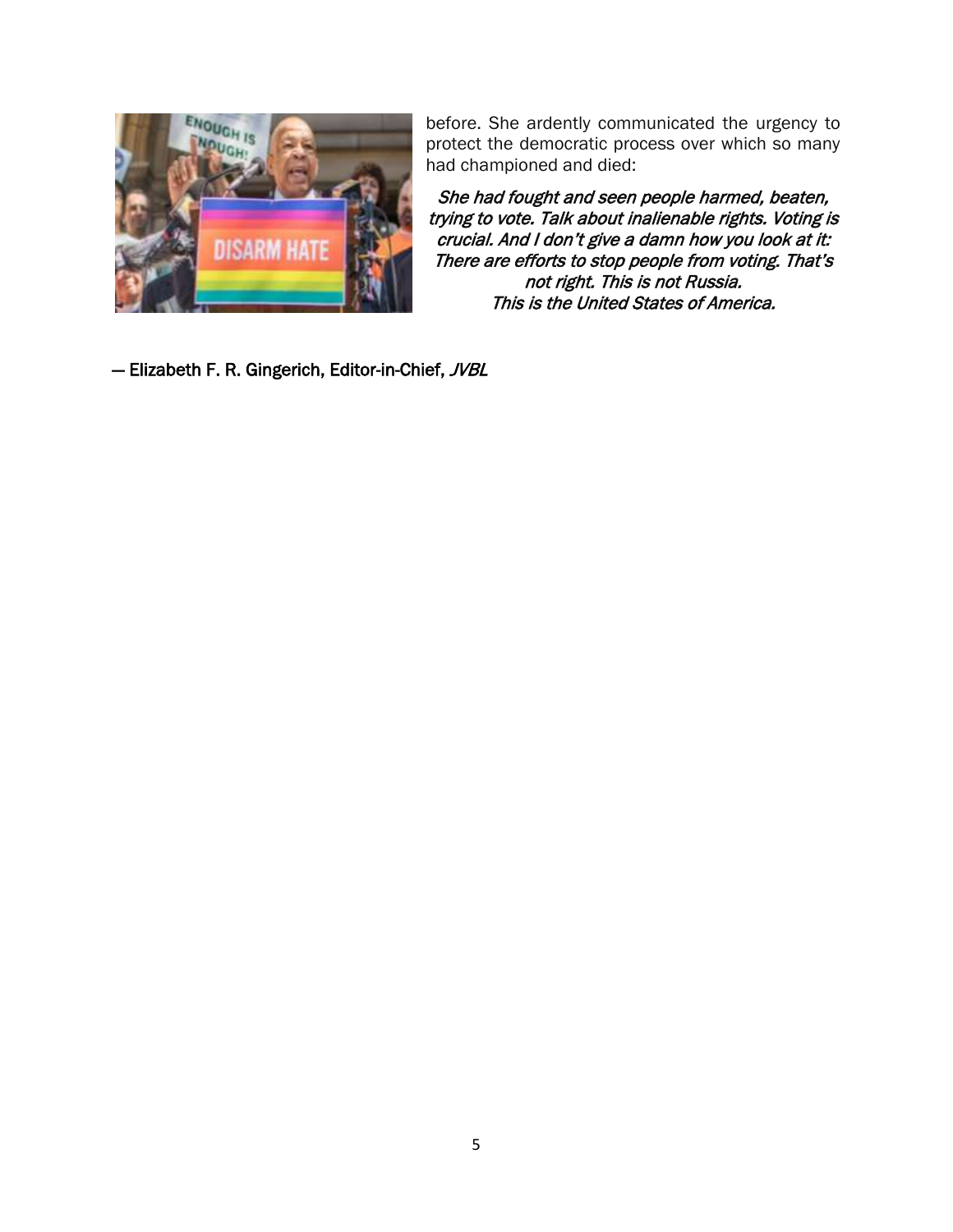before. She ardently communicated the urgency to protect the democratic process over which so many had championed and died:

*She had fought and seen people harmed, beaten, trying to vote. Talk about inalienable rights. Voting is crucial. And I don't give a damn how you look at it: There are efforts to stop people from voting. That's not right. This is not Russia. This is the United States of America.*

— Elizabeth F. R. Gingerich, Editor-in-Chief, *JVBL*